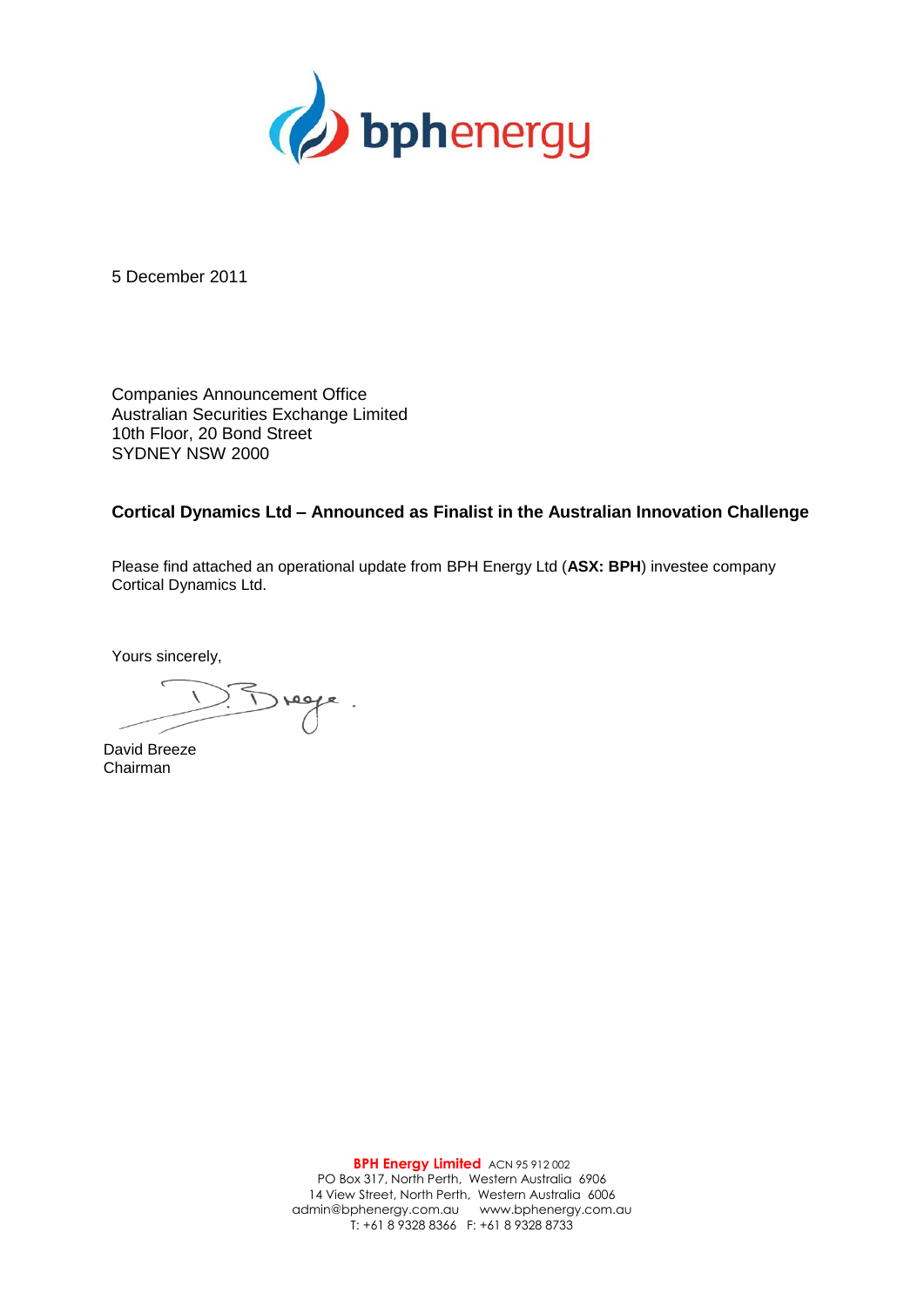5 December 2011

Companies Announcement Office
Australian Securities Exchange Limited
10th Floor, 20 Bond Street
SYDNEY NSW 2000

**Cortical Dynamics Ltd – Announced as Finalist in the Australian Innovation Challenge**

Please find attached an operational update from BPH Energy Ltd (**ASX: BPH**) investee company Cortical Dynamics Ltd.

Yours sincerely,

David Breeze
Chairman

**BPH Energy Limited** ACN 95 912 002
PO Box 317, North Perth, Western Australia 6906
14 View Street, North Perth, Western Australia 6006
admin@bphenergy.com.au www.bphenergy.com.au
T: +61 8 9328 8366 F: +61 8 9328 8733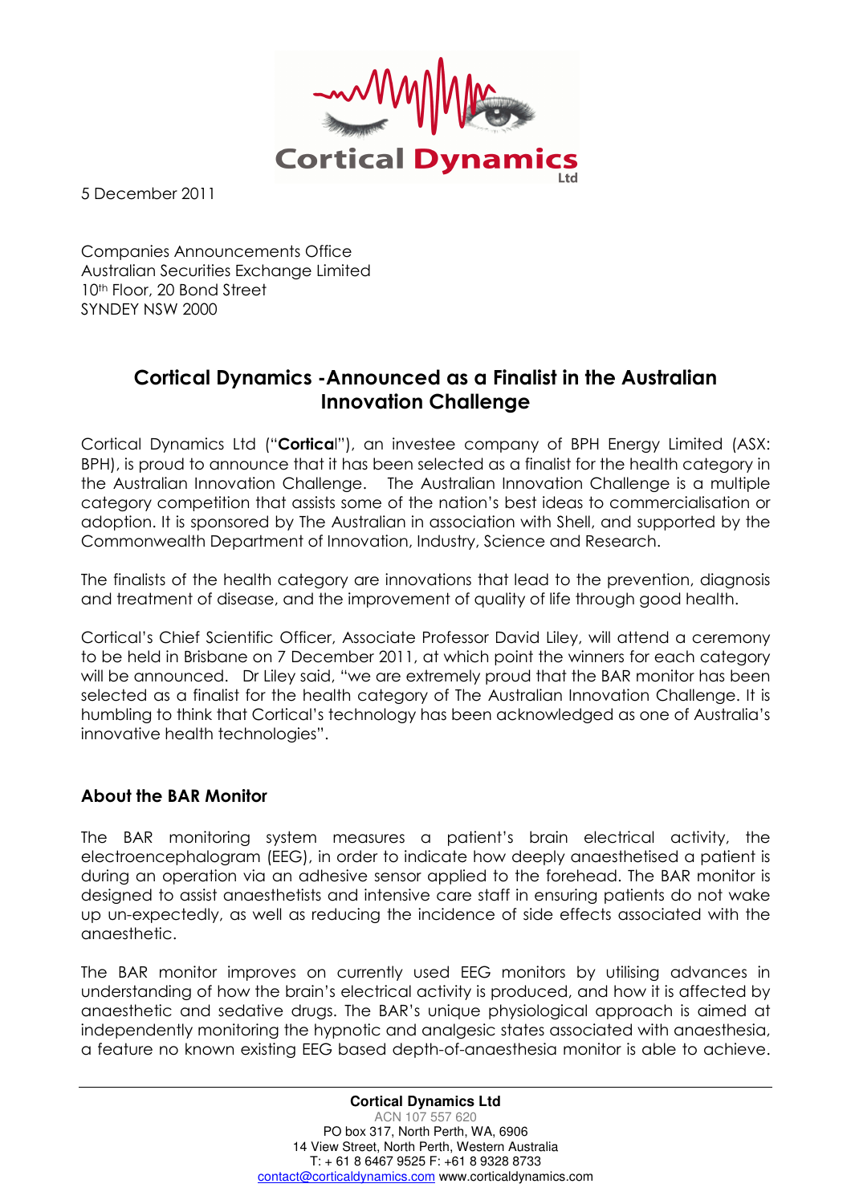5 December 2011

Companies Announcements Office
Australian Securities Exchange Limited
10th Floor, 20 Bond Street
SYNDEY NSW 2000

## Cortical Dynamics -Announced as a Finalist in the Australian Innovation Challenge

Cortical Dynamics Ltd ("**Cortical**"), an investee company of BPH Energy Limited (ASX: BPH), is proud to announce that it has been selected as a finalist for the health category in the Australian Innovation Challenge. The Australian Innovation Challenge is a multiple category competition that assists some of the nation's best ideas to commercialisation or adoption. It is sponsored by The Australian in association with Shell, and supported by the Commonwealth Department of Innovation, Industry, Science and Research.

The finalists of the health category are innovations that lead to the prevention, diagnosis and treatment of disease, and the improvement of quality of life through good health.

Cortical's Chief Scientific Officer, Associate Professor David Liley, will attend a ceremony to be held in Brisbane on 7 December 2011, at which point the winners for each category will be announced. Dr Liley said, "we are extremely proud that the BAR monitor has been selected as a finalist for the health category of The Australian Innovation Challenge. It is humbling to think that Cortical's technology has been acknowledged as one of Australia's innovative health technologies".

### About the BAR Monitor

The BAR monitoring system measures a patient's brain electrical activity, the electroencephalogram (EEG), in order to indicate how deeply anaesthetised a patient is during an operation via an adhesive sensor applied to the forehead. The BAR monitor is designed to assist anaesthetists and intensive care staff in ensuring patients do not wake up un-expectedly, as well as reducing the incidence of side effects associated with the anaesthetic.

The BAR monitor improves on currently used EEG monitors by utilising advances in understanding of how the brain's electrical activity is produced, and how it is affected by anaesthetic and sedative drugs. The BAR's unique physiological approach is aimed at independently monitoring the hypnotic and analgesic states associated with anaesthesia, a feature no known existing EEG based depth-of-anaesthesia monitor is able to achieve.

**Cortical Dynamics Ltd**
ACN 107 557 620
PO box 317, North Perth, WA, 6906
14 View Street, North Perth, Western Australia
T: + 61 8 6467 9525 F: +61 8 9328 8733
contact@corticaldynamics.com www.corticaldynamics.com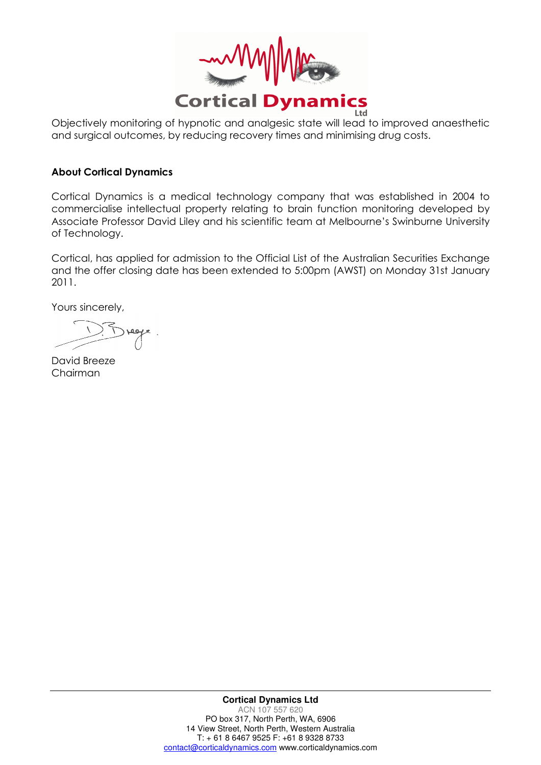Objectively monitoring of hypnotic and analgesic state will lead to improved anaesthetic and surgical outcomes, by reducing recovery times and minimising drug costs.

**About Cortical Dynamics**

Cortical Dynamics is a medical technology company that was established in 2004 to commercialise intellectual property relating to brain function monitoring developed by Associate Professor David Liley and his scientific team at Melbourne's Swinburne University of Technology.

Cortical, has applied for admission to the Official List of the Australian Securities Exchange and the offer closing date has been extended to 5:00pm (AWST) on Monday 31st January 2011.

Yours sincerely,

David Breeze
Chairman

**Cortical Dynamics Ltd**
ACN 107 557 620
PO box 317, North Perth, WA, 6906
14 View Street, North Perth, Western Australia
T: + 61 8 6467 9525 F: +61 8 9328 8733
contact@corticaldynamics.com www.corticaldynamics.com